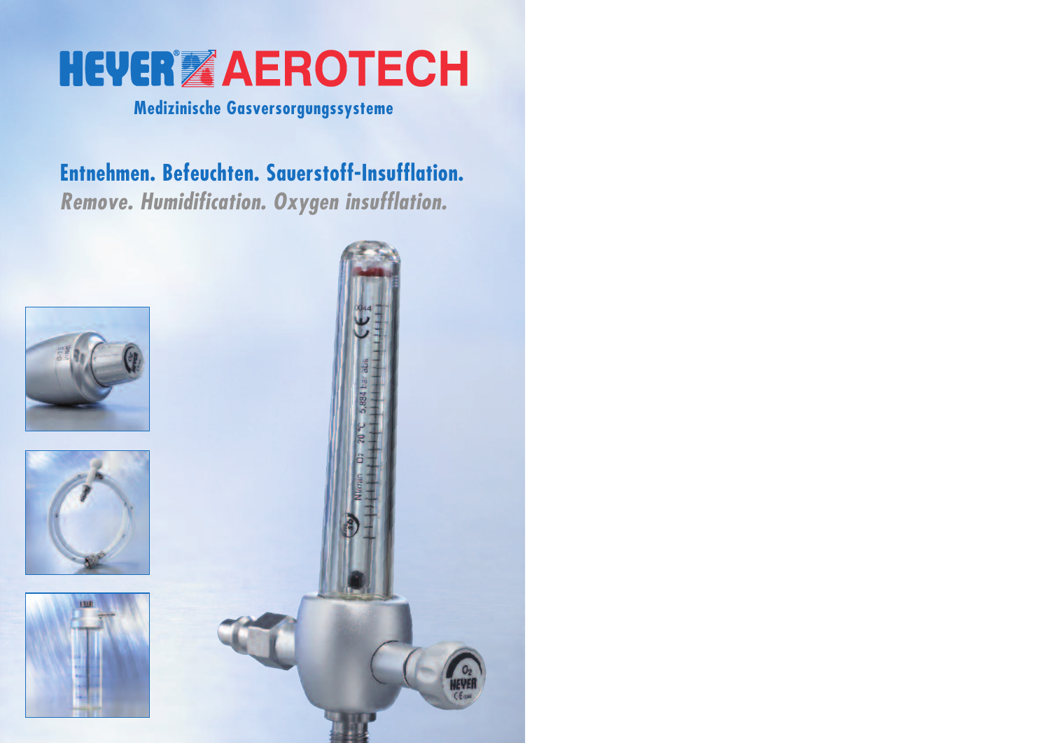# HEYER® AEROTECH

**Medizinische Gasversorgungssysteme**

## Entnehmen. Befeuchten. Sauerstoff-Insufflation.

***Remove. Humidification. Oxygen insufflation.***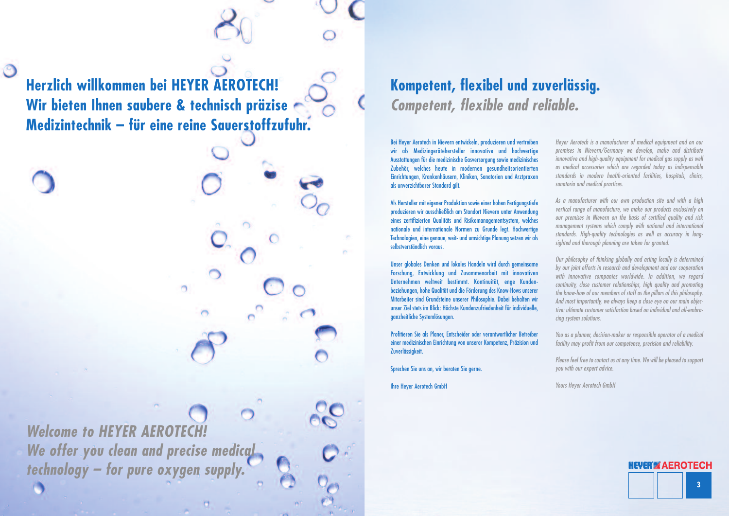## Herzlich willkommen bei HEYER AEROTECH! Wir bieten Ihnen saubere & technisch präzise Medizintechnik – für eine reine Sauerstoffzufuhr.

## *Welcome to HEYER AEROTECH! We offer you clean and precise medical technology – for pure oxygen supply.*

## Kompetent, flexibel und zuverlässig.

## *Competent, flexible and reliable.*

Bei Heyer Aerotech in Nievern entwickeln, produzieren und vertreiben wir als Medizingeräthersteller innovative und hochwertige Ausstattungen für die medizinische Gasversorgung sowie medizinisches Zubehör, welches heute in modernen gesundheitsorientierten Einrichtungen, Krankenhäusern, Kliniken, Sanatorien und Arztpraxen als unverzichtbarer Standard gilt.

Als Hersteller mit eigener Produktion sowie einer hohen Fertigungstiefe produzieren wir ausschließlich am Standort Nievern unter Anwendung eines zertifizierten Qualitäts und Risikomanagementsystem, welches nationale und internationale Normen zu Grunde legt. Hochwertige Technologien, eine genaue, weit- und umsichtige Planung setzen wir als selbstverständlich voraus.

Unser globales Denken und lokales Handeln wird durch gemeinsame Forschung, Entwicklung und Zusammenarbeit mit innovativen Unternehmen weltweit bestimmt. Kontinuität, enge Kundenbeziehungen, hohe Qualität und die Förderung des Know-Hows unserer Mitarbeiter sind Grundsteine unserer Philosophie. Dabei behalten wir unser Ziel stets im Blick: Höchste Kundenzufriedenheit für individuelle, ganzheitliche Systemlösungen.

Profitieren Sie als Planer, Entscheider oder verantwortlicher Betreiber einer medizinischen Einrichtung von unserer Kompetenz, Präzision und Zuverlässigkeit.

Sprechen Sie uns an, wir beraten Sie gerne.

Ihre Heyer Aerotech GmbH

*Heyer Aerotech is a manufacturer of medical equipment and on our premises in Nievern/Germany we develop, make and distribute innovative and high-quality equipment for medical gas supply as well as medical accessories which are regarded today as indispensable standards in modern health-oriented facilities, hospitals, clinics, sanatoria and medical practices.*

*As a manufacturer with our own production site and with a high vertical range of manufacture, we make our products exclusively on our premises in Nievern on the basis of certified quality and risk management systems which comply with national and international standards. High-quality technologies as well as accuracy in long-sighted and thorough planning are taken for granted.*

*Our philosophy of thinking globally and acting locally is determined by our joint efforts in research and development and our cooperation with innovative companies worldwide. In addition, we regard continuity, close customer relationships, high quality and promoting the know-how of our members of staff as the pillars of this philosophy. And most importantly, we always keep a close eye on our main objective: ultimate customer satisfaction based on individual and all-embracing system solutions.*

*You as a planner, decision-maker or responsible operator of a medical facility may profit from our competence, precision and reliability.*

*Please feel free to contact us at any time. We will be pleased to support you with our expert advice.*

*Yours Heyer Aerotech GmbH*

HEYER AEROTECH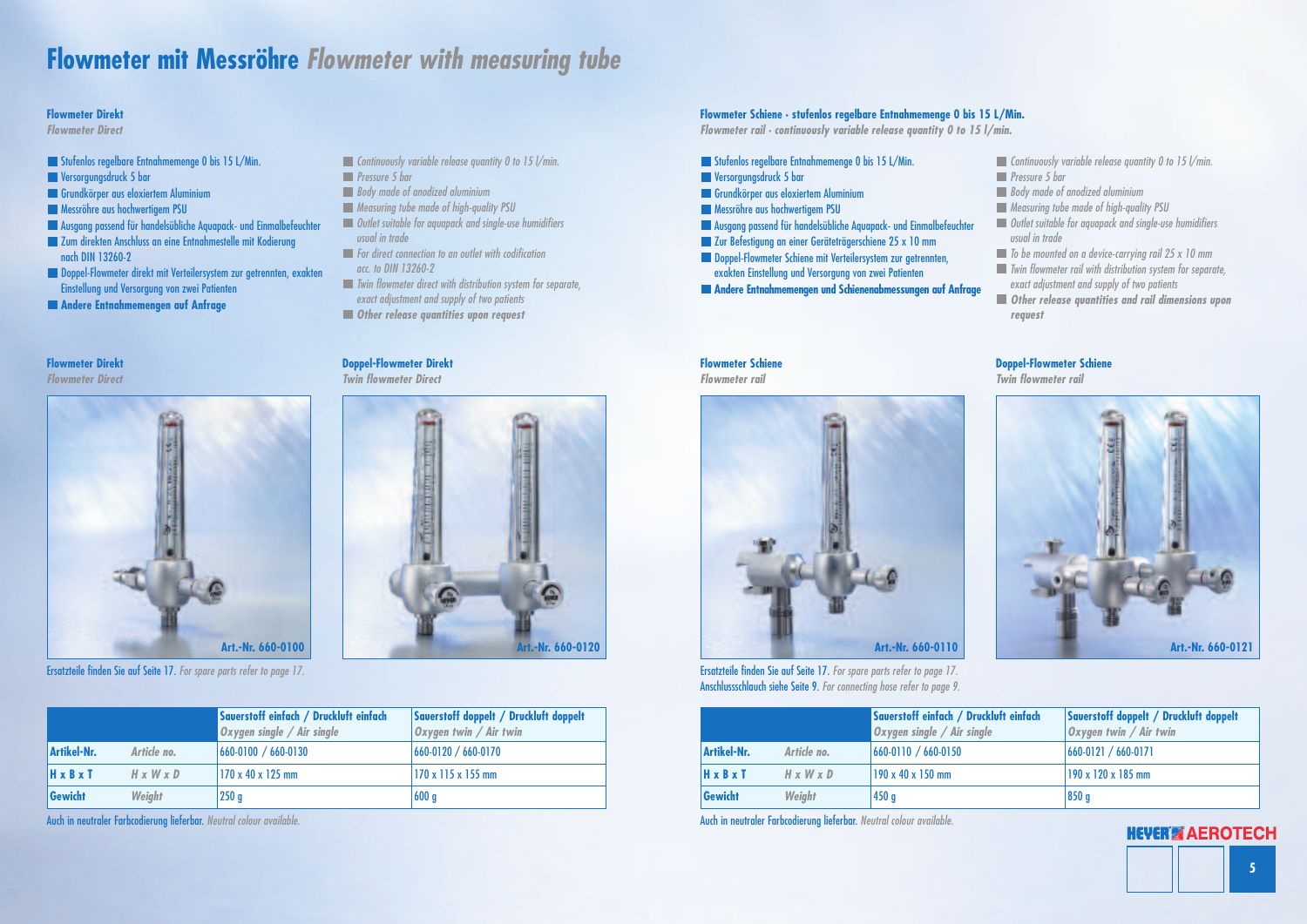# Flowmeter mit Messröhre *Flowmeter with measuring tube*

## Flowmeter Direkt
*Flowmeter Direct*

- Stufenlos regelbare Entnahmemenge 0 bis 15 L/Min.
- Versorgungsdruck 5 bar
- Grundkörper aus eloxiertem Aluminium
- Messröhre aus hochwertigem PSU
- Ausgang passend für handelsübliche Aquapack- und Einmalbefeuchter
- Zum direkten Anschluss an eine Entnahmestelle mit Kodierung nach DIN 13260-2
- Doppel-Flowmeter direkt mit Verteilersystem zur getrennten, exakten Einstellung und Versorgung von zwei Patienten
- **Andere Entnahmemengen auf Anfrage**

- *Continuously variable release quantity 0 to 15 l/min.*
- *Pressure 5 bar*
- *Body made of anodized aluminium*
- *Measuring tube made of high-quality PSU*
- *Outlet suitable for aquapack and single-use humidifiers usual in trade*
- *For direct connection to an outlet with codification acc. to DIN 13260-2*
- *Twin flowmeter direct with distribution system for separate, exact adjustment and supply of two patients*
- ***Other release quantities upon request***

### Flowmeter Direkt
*Flowmeter Direct*

Art.-Nr. 660-0100

### Doppel-Flowmeter Direkt
*Twin flowmeter Direct*

Art.-Nr. 660-0120

Ersatzteile finden Sie auf Seite 17. *For spare parts refer to page 17.*

| | | Sauerstoff einfach / Druckluft einfach *Oxygen single / Air single* | Sauerstoff doppelt / Druckluft doppelt *Oxygen twin / Air twin* |
|---|---|---|---|
| Artikel-Nr. | *Article no.* | 660-0100 / 660-0130 | 660-0120 / 660-0170 |
| H x B x T | *H x W x D* | 170 x 40 x 125 mm | 170 x 115 x 155 mm |
| Gewicht | *Weight* | 250 g | 600 g |

Auch in neutraler Farbcodierung lieferbar. *Neutral colour available.*

## Flowmeter Schiene · stufenlos regelbare Entnahmemenge 0 bis 15 L/Min.
*Flowmeter rail · continuously variable release quantity 0 to 15 l/min.*

- Stufenlos regelbare Entnahmemenge 0 bis 15 L/Min.
- Versorgungsdruck 5 bar
- Grundkörper aus eloxiertem Aluminium
- Messröhre aus hochwertigem PSU
- Ausgang passend für handelsübliche Aquapack- und Einmalbefeuchter
- Zur Befestigung an einer Geräteträgerschiene 25 x 10 mm
- Doppel-Flowmeter Schiene mit Verteilersystem zur getrennten, exakten Einstellung und Versorgung von zwei Patienten
- **Andere Entnahmemengen und Schienenabmessungen auf Anfrage**

- *Continuously variable release quantity 0 to 15 l/min.*
- *Pressure 5 bar*
- *Body made of anodized aluminium*
- *Measuring tube made of high-quality PSU*
- *Outlet suitable for aquapack and single-use humidifiers usual in trade*
- *To be mounted on a device-carrying rail 25 x 10 mm*
- *Twin flowmeter rail with distribution system for separate, exact adjustment and supply of two patients*
- ***Other release quantities and rail dimensions upon request***

### Flowmeter Schiene
*Flowmeter rail*

Art.-Nr. 660-0110

### Doppel-Flowmeter Schiene
*Twin flowmeter rail*

Art.-Nr. 660-0121

Ersatzteile finden Sie auf Seite 17. *For spare parts refer to page 17.*
Anschlussschlauch siehe Seite 9. *For connecting hose refer to page 9.*

| | | Sauerstoff einfach / Druckluft einfach *Oxygen single / Air single* | Sauerstoff doppelt / Druckluft doppelt *Oxygen twin / Air twin* |
|---|---|---|---|
| Artikel-Nr. | *Article no.* | 660-0110 / 660-0150 | 660-0121 / 660-0171 |
| H x B x T | *H x W x D* | 190 x 40 x 150 mm | 190 x 120 x 185 mm |
| Gewicht | *Weight* | 450 g | 850 g |

Auch in neutraler Farbcodierung lieferbar. *Neutral colour available.*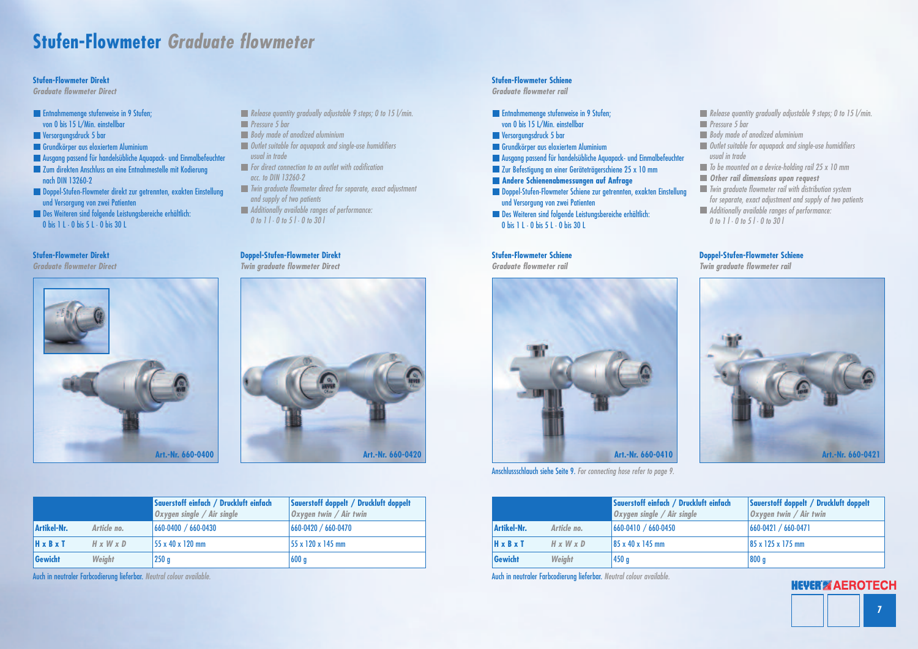# Stufen-Flowmeter *Graduate flowmeter*

## Stufen-Flowmeter Direkt
*Graduate flowmeter Direct*

- Entnahmemenge stufenweise in 9 Stufen; von 0 bis 15 L/Min. einstellbar
- Versorgungsdruck 5 bar
- Grundkörper aus eloxiertem Aluminium
- Ausgang passend für handelsübliche Aquapack- und Einmalbefeuchter
- Zum direkten Anschluss an eine Entnahmestelle mit Kodierung nach DIN 13260-2
- Doppel-Stufen-Flowmeter direkt zur getrennten, exakten Einstellung und Versorgung von zwei Patienten
- Des Weiteren sind folgende Leistungsbereiche erhältlich: 0 bis 1 L · 0 bis 5 L · 0 bis 30 L

- *Release quantity gradually adjustable 9 steps; 0 to 15 l/min.*
- *Pressure 5 bar*
- *Body made of anodized aluminium*
- *Outlet suitable for aquapack and single-use humidifiers usual in trade*
- *For direct connection to an outlet with codification acc. to DIN 13260-2*
- *Twin graduate flowmeter direct for separate, exact adjustment and supply of two patients*
- *Additionally available ranges of performance: 0 to 1 l · 0 to 5 l · 0 to 30 l*

### Stufen-Flowmeter Direkt
*Graduate flowmeter Direct*

Art.-Nr. 660-0400

### Doppel-Stufen-Flowmeter Direkt
*Twin graduate flowmeter Direct*

Art.-Nr. 660-0420

| | | Sauerstoff einfach / Druckluft einfach *Oxygen single / Air single* | Sauerstoff doppelt / Druckluft doppelt *Oxygen twin / Air twin* |
|---|---|---|---|
| **Artikel-Nr.** | *Article no.* | 660-0400 / 660-0430 | 660-0420 / 660-0470 |
| **H x B x T** | *H x W x D* | 55 x 40 x 120 mm | 55 x 120 x 145 mm |
| **Gewicht** | *Weight* | 250 g | 600 g |

Auch in neutraler Farbcodierung lieferbar. *Neutral colour available.*

## Stufen-Flowmeter Schiene
*Graduate flowmeter rail*

- Entnahmemenge stufenweise in 9 Stufen; von 0 bis 15 L/Min. einstellbar
- Versorgungsdruck 5 bar
- Grundkörper aus eloxiertem Aluminium
- Ausgang passend für handelsübliche Aquapack- und Einmalbefeuchter
- Zur Befestigung an einer Geräteträgerschiene 25 x 10 mm
- **Andere Schienenabmessungen auf Anfrage**
- Doppel-Stufen-Flowmeter Schiene zur getrennten, exakten Einstellung und Versorgung von zwei Patienten
- Des Weiteren sind folgende Leistungsbereiche erhältlich: 0 bis 1 L · 0 bis 5 L · 0 bis 30 L

- *Release quantity gradually adjustable 9 steps; 0 to 15 l/min.*
- *Pressure 5 bar*
- *Body made of anodized aluminium*
- *Outlet suitable for aquapack and single-use humidifiers usual in trade*
- *To be mounted on a device-holding rail 25 x 10 mm*
- ***Other rail dimensions upon request***
- *Twin graduate flowmeter rail with distribution system for separate, exact adjustment and supply of two patients*
- *Additionally available ranges of performance: 0 to 1 l · 0 to 5 l · 0 to 30 l*

### Stufen-Flowmeter Schiene
*Graduate flowmeter rail*

Art.-Nr. 660-0410

### Doppel-Stufen-Flowmeter Schiene
*Twin graduate flowmeter rail*

Art.-Nr. 660-0421

Anschlussschlauch siehe Seite 9. *For connecting hose refer to page 9.*

| | | Sauerstoff einfach / Druckluft einfach *Oxygen single / Air single* | Sauerstoff doppelt / Druckluft doppelt *Oxygen twin / Air twin* |
|---|---|---|---|
| **Artikel-Nr.** | *Article no.* | 660-0410 / 660-0450 | 660-0421 / 660-0471 |
| **H x B x T** | *H x W x D* | 85 x 40 x 145 mm | 85 x 125 x 175 mm |
| **Gewicht** | *Weight* | 450 g | 800 g |

Auch in neutraler Farbcodierung lieferbar. *Neutral colour available.*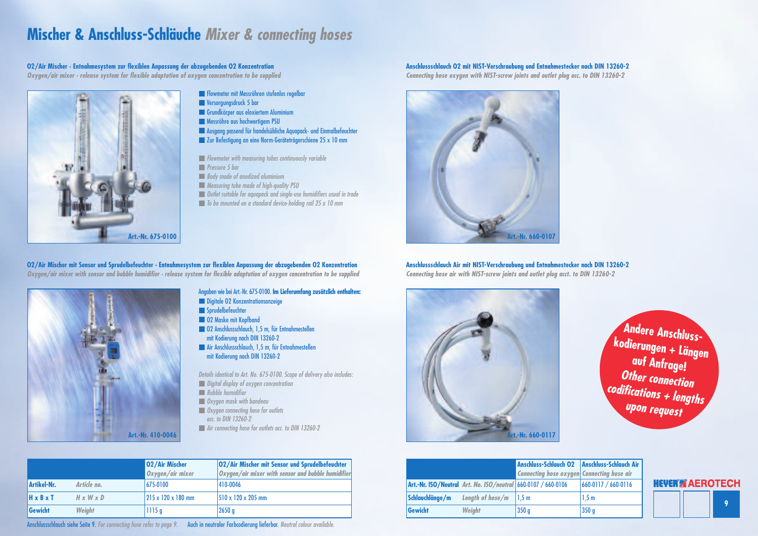# Mischer & Anschluss-Schläuche *Mixer & connecting hoses*

**O2/Air Mischer · Entnahmesystem zur flexiblen Anpassung der abzugebenden O2 Konzentration**
*Oxygen/air mixer · release system for flexible adaptation of oxygen concentration to be supplied*

Art.-Nr. 675-0100

- Flowmeter mit Messröhren stufenlos regelbar
- Versorgungsdruck 5 bar
- Grundkörper aus eloxiertem Aluminium
- Messröhre aus hochwertigem PSU
- Ausgang passend für handelsübliche Aquapack- und Einmalbefeuchter
- Zur Befestigung an eine Norm-Geräteträgerschiene 25 x 10 mm

- *Flowmeter with measuring tubes continuously variable*
- *Pressure 5 bar*
- *Body made of anodized aluminium*
- *Measuring tube made of high-quality PSU*
- *Outlet suitable for aquapack and single-use humidifiers usual in trade*
- *To be mounted on a standard device-holding rail 25 x 10 mm*

**O2/Air Mischer mit Sensor und Sprudelbefeuchter · Entnahmesystem zur flexiblen Anpassung der abzugebenden O2 Konzentration**
*Oxygen/air mixer with sensor and bubble humidifier · release system for flexible adaptation of oxygen concentration to be supplied*

Art.-Nr. 410-0046

Angaben wie bei Art.-Nr. 675-0100. **Im Lieferumfang zusätzlich enthalten:**

- Digitale O2 Konzentrationsanzeige
- Sprudelbefeuchter
- O2 Maske mit Kopfband
- O2 Anschlussschlauch, 1,5 m, für Entnahmestellen mit Kodierung nach DIN 13260-2
- Air Anschlussschlauch, 1,5 m, für Entnahmestellen mit Kodierung nach DIN 13260-2

*Details identical to Art. No. 675-0100. Scope of delivery also includes:*

- *Digital display of oxygen concentration*
- *Bubble humidifier*
- *Oxygen mask with bandeau*
- *Oxygen connecting hose for outlets acc. to DIN 13260-2*
- *Air connecting hose for outlets acc. to DIN 13260-2*

| | | O2/Air Mischer *Oxygen/air mixer* | O2/Air Mischer mit Sensor und Sprudelbefeuchter *Oxygen/air mixer with sensor and bubble humidifier* |
|---|---|---|---|
| **Artikel-Nr.** | *Article no.* | 675-0100 | 410-0046 |
| **H x B x T** | *H x W x D* | 215 x 120 x 180 mm | 510 x 120 x 205 mm |
| **Gewicht** | *Weight* | 1115 g | 2650 g |

Anschlussschlauch siehe Seite 9. *For connecting hose refer to page 9.* Auch in neutraler Farbcodierung lieferbar. *Neutral colour available.*

**Anschlussschlauch O2 mit NIST-Verschraubung und Entnahmestecker nach DIN 13260-2**
*Connecting hose oxygen with NIST-screw joints and outlet plug acc. to DIN 13260-2*

Art.-Nr. 660-0107

**Anschlussschlauch Air mit NIST-Verschraubung und Entnahmestecker nach DIN 13260-2**
*Connecting hose air with NIST-screw joints and outlet plug acct. to DIN 13260-2*

Art.-Nr. 660-0117

**Andere Anschluss-kodierungen + Längen auf Anfrage!**
***Other connection codifications + lengths upon request***

| | | Anschluss-Schlauch O2 *Connecting hose oxygen* | Anschluss-Schlauch Air *Connecting hose air* |
|---|---|---|---|
| **Art.-Nr. ISO/Neutral** | *Art. No. ISO/neutral* | 660-0107 / 660-0106 | 660-0117 / 660-0116 |
| **Schlauchlänge/m** | *Length of hose/m* | 1,5 m | 1,5 m |
| **Gewicht** | *Weight* | 350 g | 350 g |

HEYER AEROTECH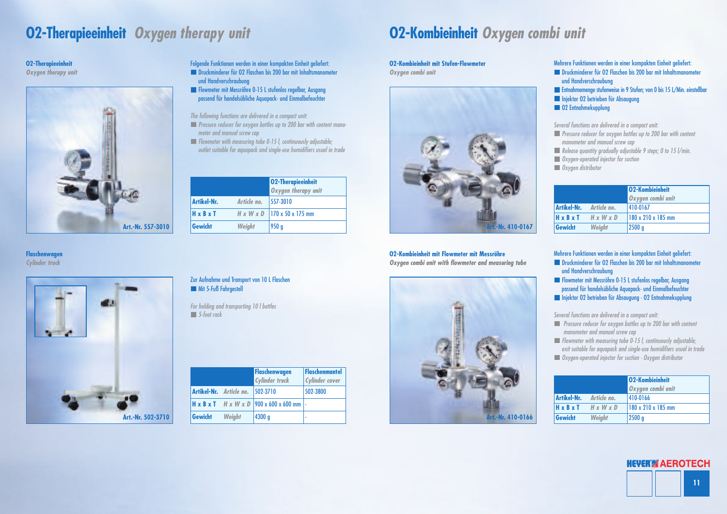# O2-Therapieeinheit *Oxygen therapy unit*

### O2-Therapieeinheit
*Oxygen therapy unit*

Art.-Nr. 557-3010

Folgende Funktionen werden in einer kompakten Einheit geliefert:
- Druckminderer für O2 Flaschen bis 200 bar mit Inhaltsmanometer und Handverschraubung
- Flowmeter mit Messröhre 0-15 L stufenlos regelbar, Ausgang passend für handelsübliche Aquapack- und Einmalbefeuchter

*The following functions are delivered in a compact unit:*
- *Pressure reducer for oxygen bottles up to 200 bar with content manometer and manual screw cap*
- *Flowmeter with measuring tube 0-15 l, continuously adjustable; outlet suitable for aquapack and single-use humidifiers usual in trade*

| | | O2-Therapieeinheit *Oxygen therapy unit* |
|---|---|---|
| **Artikel-Nr.** | *Article no.* | 557-3010 |
| **H x B x T** | *H x W x D* | 170 x 50 x 175 mm |
| **Gewicht** | *Weight* | 950 g |

### Flaschenwagen
*Cylinder truck*

Art.-Nr. 502-3710

Zur Aufnahme und Transport von 10 L Flaschen
- Mit 5-Fuß Fahrgestell

*For holding and transporting 10 l bottles*
- *5-foot rack*

| | | Flaschenwagen *Cylinder truck* | Flaschenmantel *Cylinder cover* |
|---|---|---|---|
| **Artikel-Nr.** | *Article no.* | 502-3710 | 502-3800 |
| **H x B x T** | *H x W x D* | 900 x 600 x 600 mm | - |
| **Gewicht** | *Weight* | 4300 g | - |

# O2-Kombieinheit *Oxygen combi unit*

### O2-Kombieinheit mit Stufen-Flowmeter
*Oxygen combi unit*

Art.-Nr. 410-0167

Mehrere Funktionen werden in einer kompakten Einheit geliefert:
- Druckminderer für O2 Flaschen bis 200 bar mit Inhaltsmanometer und Handverschraubung
- Entnahmemenge stufenweise in 9 Stufen; von 0 bis 15 L/Min. einstellbar
- Injektor O2 betrieben für Absaugung
- O2 Entnahmekupplung

*Several functions are delivered in a compact unit:*
- *Pressure reducer for oxygen bottles up to 200 bar with content manometer and manual screw cap*
- *Release quantity gradually adjustable 9 steps; 0 to 15 l/min.*
- *Oxygen-operated injector for suction*
- *Oxygen distributor*

| | | O2-Kombieinheit *Oxygen combi unit* |
|---|---|---|
| **Artikel-Nr.** | *Article no.* | 410-0167 |
| **H x B x T** | *H x W x D* | 180 x 210 x 185 mm |
| **Gewicht** | *Weight* | 2500 g |

### O2-Kombieinheit mit Flowmeter mit Messröhre
*Oxygen combi unit with flowmeter and measuring tube*

Art.-Nr. 410-0166

Mehrere Funktionen werden in einer kompakten Einheit geliefert:
- Druckminderer für O2 Flaschen bis 200 bar mit Inhaltsmanometer und Handverschraubung
- Flowmeter mit Messröhre 0-15 L stufenlos regelbar, Ausgang passend für handelsübliche Aquapack- und Einmalbefeuchter
- Injektor O2 betrieben für Absaugung · O2 Entnahmekupplung

*Several functions are delivered in a compact unit:*
- *Pressure reducer for oxygen bottles up to 200 bar with content manometer and manual screw cap*
- *Flowmeter with measuring tube 0-15 l, continuously adjustable; exit suitable for aquapack and single-use humidifiers usual in trade*
- *Oxygen-operated injector for suction · Oxygen distributor*

| | | O2-Kombieinheit *Oxygen combi unit* |
|---|---|---|
| **Artikel-Nr.** | *Article no.* | 410-0166 |
| **H x B x T** | *H x W x D* | 180 x 210 x 185 mm |
| **Gewicht** | *Weight* | 2500 g |

HEYER AEROTECH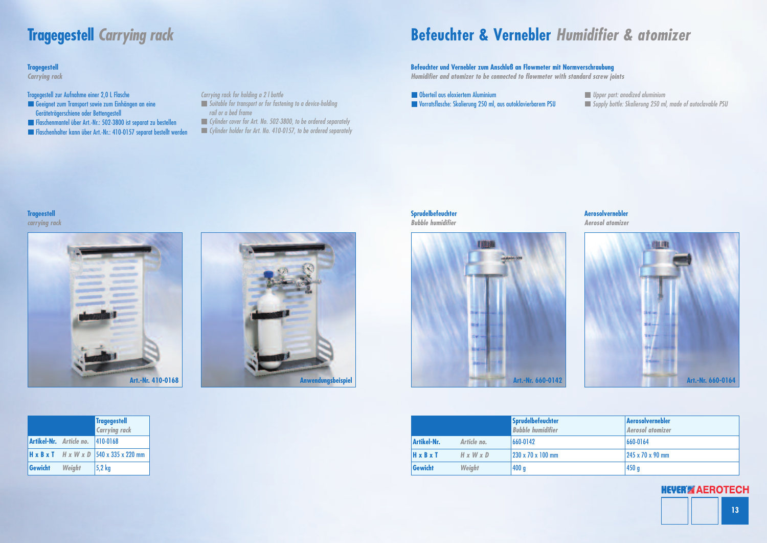# Tragegestell *Carrying rack*

**Tragegestell**
*Carrying rack*

Tragegestell zur Aufnahme einer 2,0 L Flasche

- Geeignet zum Transport sowie zum Einhängen an eine Geräteträgerschiene oder Bettengestell
- Flaschenmantel über Art.-Nr.: 502-3800 ist separat zu bestellen
- Flaschenhalter kann über Art.-Nr.: 410-0157 separat bestellt werden

*Carrying rack for holding a 2 l bottle*

- *Suitable for transport or for fastening to a device-holding rail or a bed frame*
- *Cylinder cover for Art. No. 502-3800, to be ordered separately*
- *Cylinder holder for Art. No. 410-0157, to be ordered separately*

**Trageestell**
*carrying rack*

Art.-Nr. 410-0168

Anwendungsbeispiel

| | | Tragegestell *Carrying rack* |
|---|---|---|
| **Artikel-Nr.** | *Article no.* | 410-0168 |
| **H x B x T** | *H x W x D* | 540 x 335 x 220 mm |
| **Gewicht** | *Weight* | 5,2 kg |

# Befeuchter & Vernebler *Humidifier & atomizer*

**Befeuchter und Vernebler zum Anschluß an Flowmeter mit Normverschraubung**
*Humidifier and atomizer to be connected to flowmeter with standard screw joints*

- Oberteil aus eloxiertem Aluminium
- Vorratsflasche: Skalierung 250 ml, aus autoklavierbarem PSU

- *Upper part: anodized aluminium*
- *Supply bottle: Skalierung 250 ml, made of autoclavable PSU*

**Sprudelbefeuchter**
*Bubble humidifier*

Art.-Nr. 660-0142

**Aerosolvernebler**
*Aerosol atomizer*

Art.-Nr. 660-0164

| | | Sprudelbefeuchter *Bubble humidifier* | Aerosolvernebler *Aerosol atomizer* |
|---|---|---|---|
| **Artikel-Nr.** | *Article no.* | 660-0142 | 660-0164 |
| **H x B x T** | *H x W x D* | 230 x 70 x 100 mm | 245 x 70 x 90 mm |
| **Gewicht** | *Weight* | 400 g | 450 g |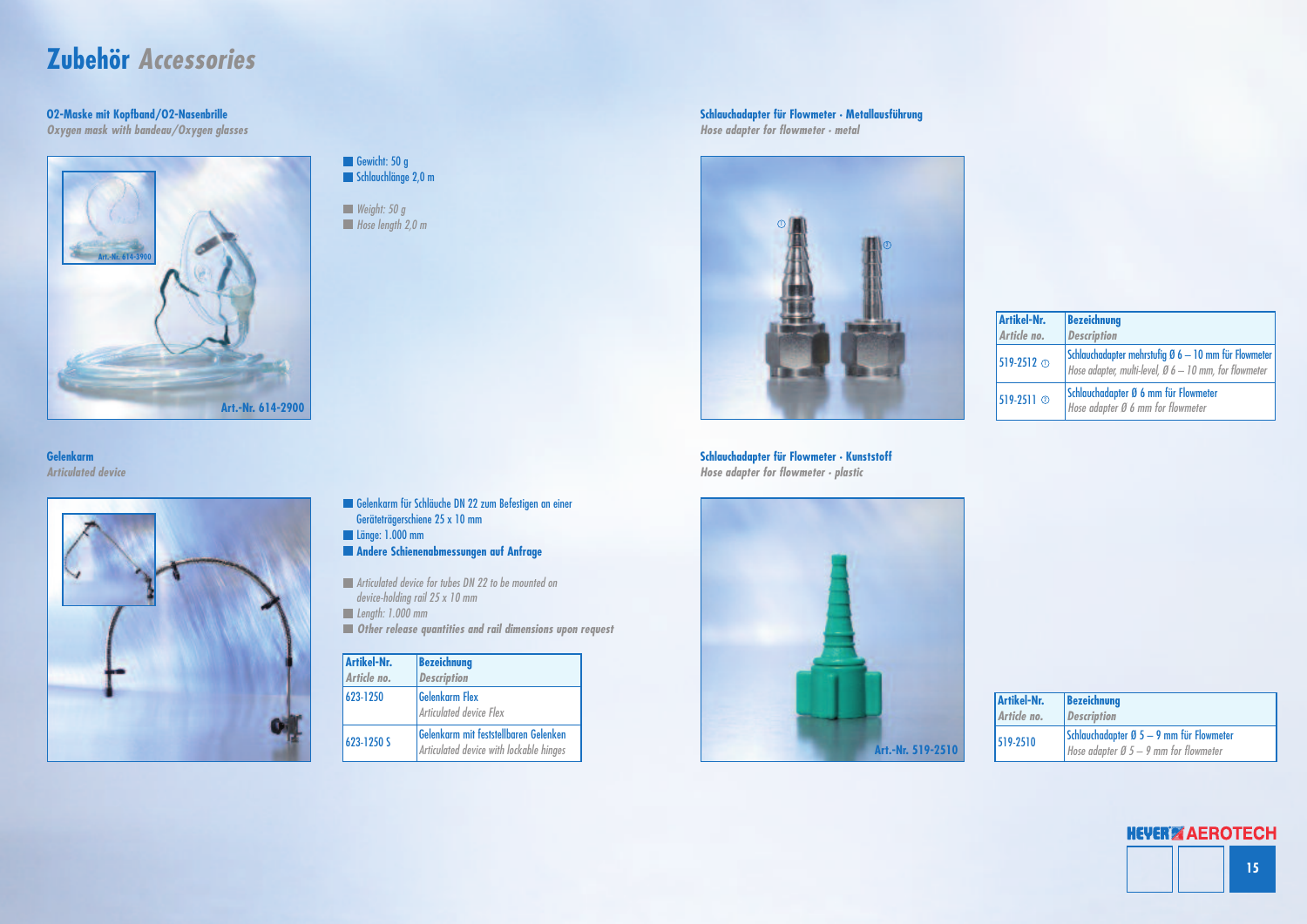# Zubehör *Accessories*

## O2-Maske mit Kopfband/O2-Nasenbrille
*Oxygen mask with bandeau/Oxygen glasses*

Art.-Nr. 614-3900

Art.-Nr. 614-2900

- Gewicht: 50 g
- Schlauchlänge 2,0 m

- *Weight: 50 g*
- *Hose length 2,0 m*

## Gelenkarm
*Articulated device*

- Gelenkarm für Schläuche DN 22 zum Befestigen an einer Geräteträgerschiene 25 x 10 mm
- Länge: 1.000 mm
- **Andere Schienenabmessungen auf Anfrage**

- *Articulated device for tubes DN 22 to be mounted on device-holding rail 25 x 10 mm*
- *Length: 1.000 mm*
- ***Other release quantities and rail dimensions upon request***

| Artikel-Nr. *Article no.* | Bezeichnung *Description* |
|---|---|
| 623-1250 | Gelenkarm Flex *Articulated device Flex* |
| 623-1250 S | Gelenkarm mit feststellbaren Gelenken *Articulated device with lockable hinges* |

## Schlauchadapter für Flowmeter · Metallausführung
*Hose adapter for flowmeter · metal*

| Artikel-Nr. *Article no.* | Bezeichnung *Description* |
|---|---|
| 519-2512 ① | Schlauchadapter mehrstufig Ø 6 – 10 mm für Flowmeter *Hose adapter, multi-level, Ø 6 – 10 mm, for flowmeter* |
| 519-2511 ② | Schlauchadapter Ø 6 mm für Flowmeter *Hose adapter Ø 6 mm for flowmeter* |

## Schlauchadapter für Flowmeter · Kunststoff
*Hose adapter for flowmeter · plastic*

Art.-Nr. 519-2510

| Artikel-Nr. *Article no.* | Bezeichnung *Description* |
|---|---|
| 519-2510 | Schlauchadapter Ø 5 – 9 mm für Flowmeter *Hose adapter Ø 5 – 9 mm for flowmeter* |

HEYER AEROTECH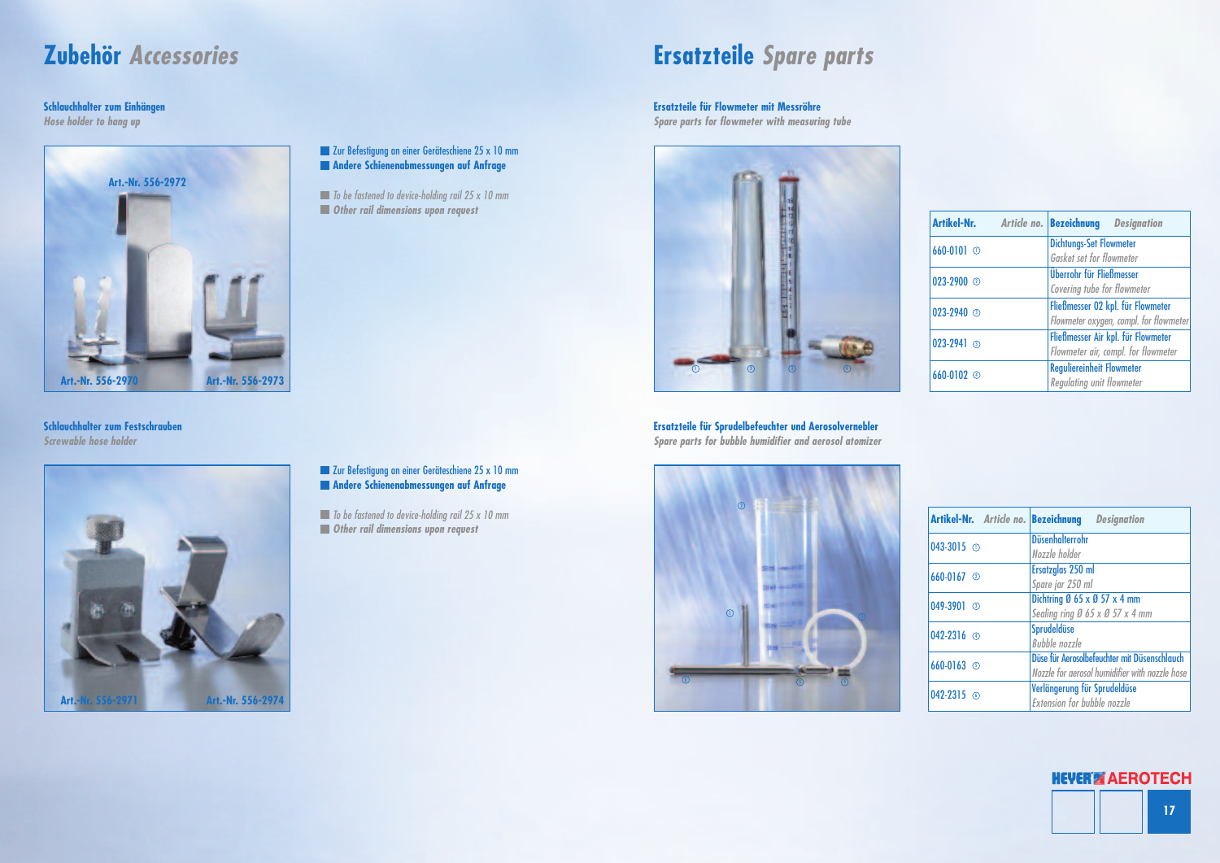# Zubehör *Accessories*

### Schlauchhalter zum Einhängen
*Hose holder to hang up*

Art.-Nr. 556-2972

Art.-Nr. 556-2970 Art.-Nr. 556-2973

- Zur Befestigung an einer Geräteschiene 25 x 10 mm
- **Andere Schienenabmessungen auf Anfrage**

- *To be fastened to device-holding rail 25 x 10 mm*
- ***Other rail dimensions upon request***

### Schlauchhalter zum Festschrauben
*Screwable hose holder*

Art.-Nr. 556-2971 Art.-Nr. 556-2974

- Zur Befestigung an einer Geräteschiene 25 x 10 mm
- **Andere Schienenabmessungen auf Anfrage**

- *To be fastened to device-holding rail 25 x 10 mm*
- ***Other rail dimensions upon request***

# Ersatzteile *Spare parts*

### Ersatzteile für Flowmeter mit Messröhre
*Spare parts for flowmeter with measuring tube*

| Artikel-Nr. *Article no.* | Bezeichnung *Designation* |
|---|---|
| 660-0101 ① | Dichtungs-Set Flowmeter<br>*Gasket set for flowmeter* |
| 023-2900 ② | Überrohr für Fließmesser<br>*Covering tube for flowmeter* |
| 023-2940 ③ | Fließmesser 02 kpl. für Flowmeter<br>*Flowmeter oxygen, compl. for flowmeter* |
| 023-2941 ③ | Fließmesser Air kpl. für Flowmeter<br>*Flowmeter air, compl. for flowmeter* |
| 660-0102 ④ | Reguliereinheit Flowmeter<br>*Regulating unit flowmeter* |

### Ersatzteile für Sprudelbefeuchter und Aerosolvernebler
*Spare parts for bubble humidifier and aerosol atomizer*

| Artikel-Nr. *Article no.* | Bezeichnung *Designation* |
|---|---|
| 043-3015 ① | Düsenhalterrohr<br>*Nozzle holder* |
| 660-0167 ② | Ersatzglas 250 ml<br>*Spare jar 250 ml* |
| 049-3901 ③ | Dichtring Ø 65 x Ø 57 x 4 mm<br>*Sealing ring Ø 65 x Ø 57 x 4 mm* |
| 042-2316 ④ | Sprudeldüse<br>*Bubble nozzle* |
| 660-0163 ⑤ | Düse für Aerosolbefeuchter mit Düsenschlauch<br>*Nozzle for aerosol humidifier with nozzle hose* |
| 042-2315 ⑥ | Verlängerung für Sprudeldüse<br>*Extension for bubble nozzle* |

HEYER AEROTECH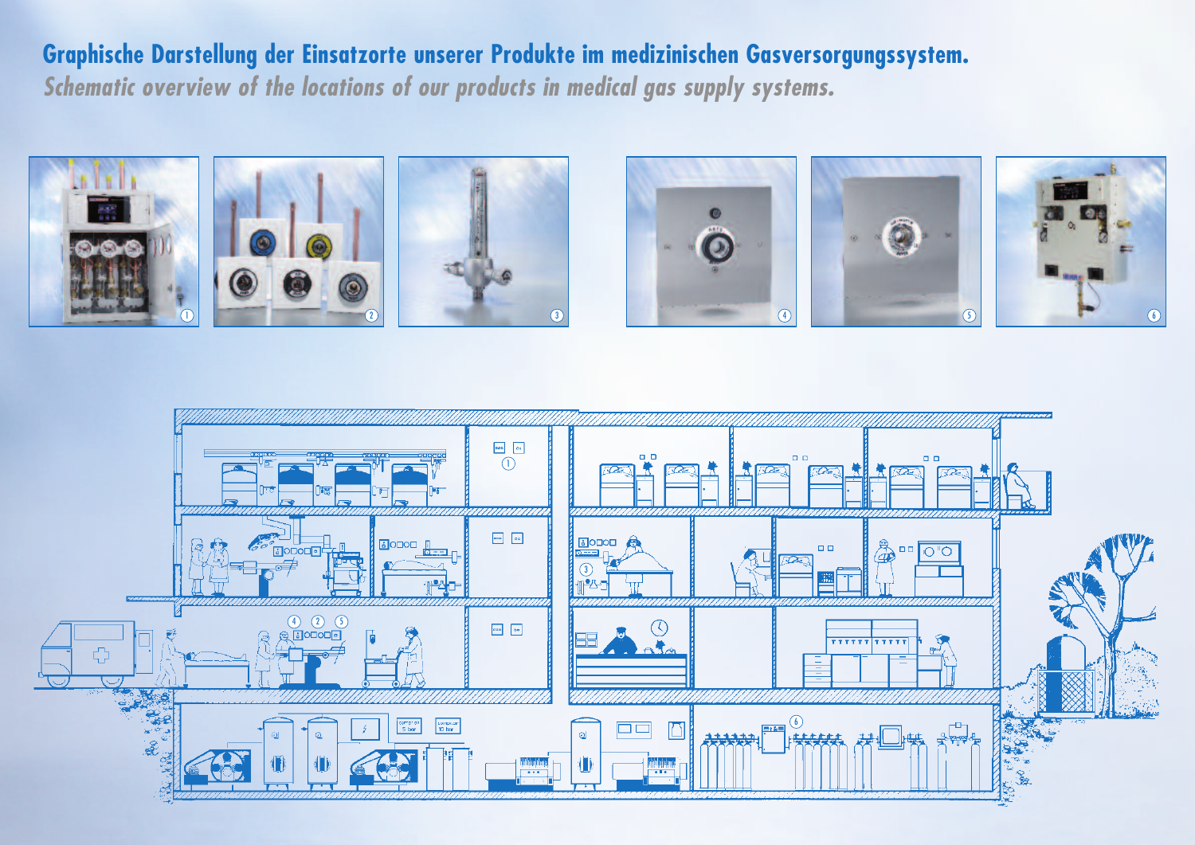**Graphische Darstellung der Einsatzorte unserer Produkte im medizinischen Gasversorgungssystem.**

*Schematic overview of the locations of our products in medical gas supply systems.*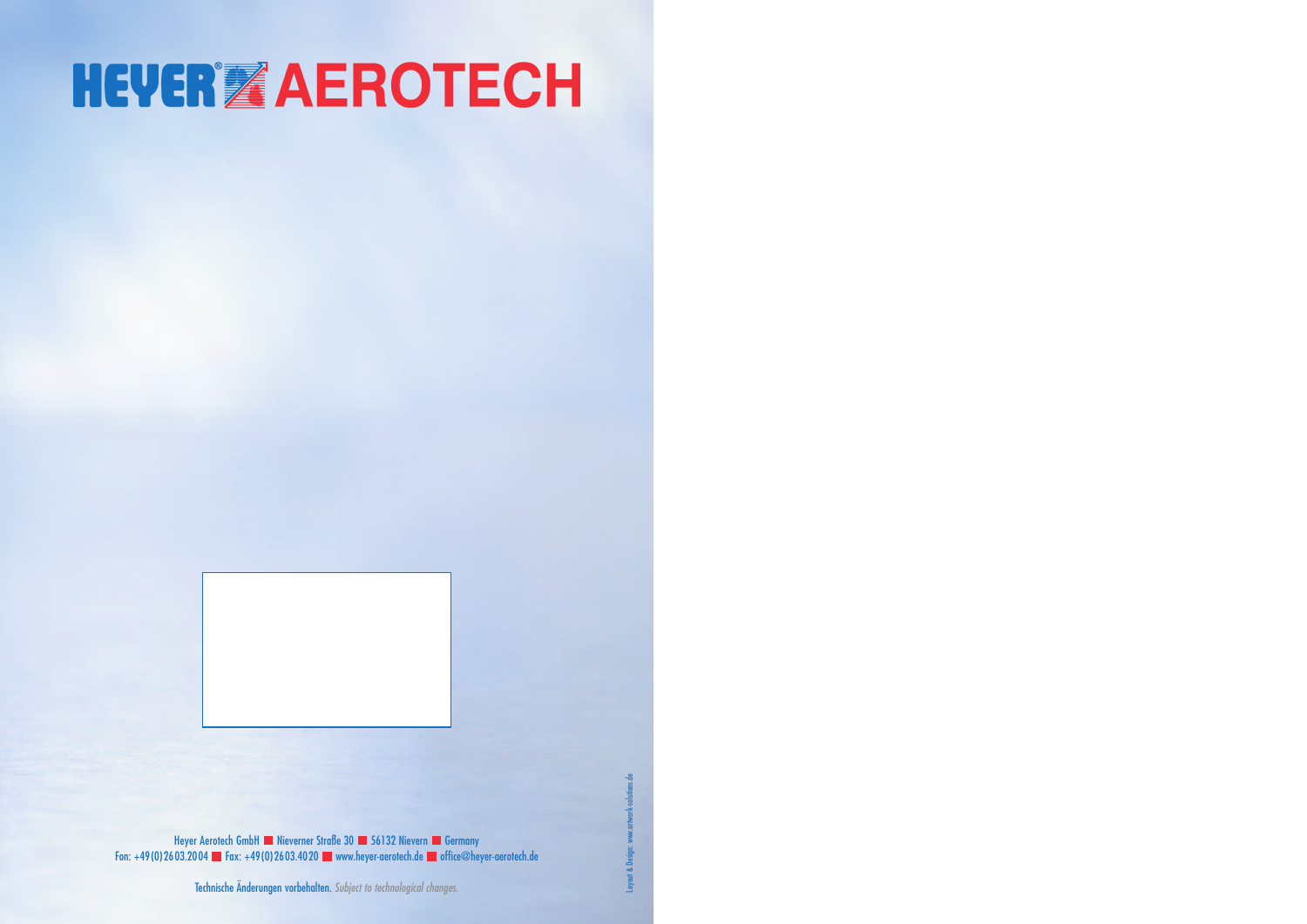# HEYER® AEROTECH

Heyer Aerotech GmbH ■ Nieverner Straße 30 ■ 56132 Nievern ■ Germany
Fon: +49(0)2603.2004 ■ Fax: +49(0)2603.4020 ■ www.heyer-aerotech.de ■ office@heyer-aerotech.de

Technische Änderungen vorbehalten. *Subject to technological changes.*

Layout & Design: www.artwork-solutions.de